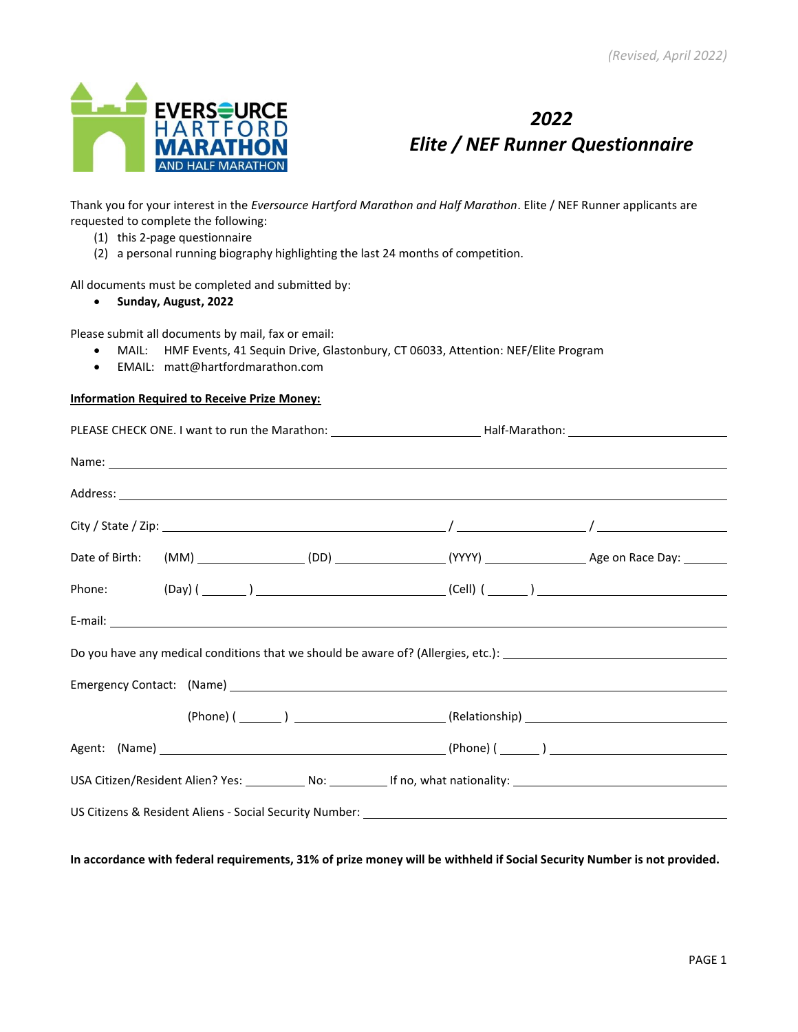*(Revised, April 2022)*

# *2022*
# *Elite / NEF Runner Questionnaire*

Thank you for your interest in the *Eversource Hartford Marathon and Half Marathon*. Elite / NEF Runner applicants are requested to complete the following:

(1) this 2-page questionnaire
(2) a personal running biography highlighting the last 24 months of competition.

All documents must be completed and submitted by:

- **Sunday, August, 2022**

Please submit all documents by mail, fax or email:

- MAIL: HMF Events, 41 Sequin Drive, Glastonbury, CT 06033, Attention: NEF/Elite Program
- EMAIL: matt@hartfordmarathon.com

**Information Required to Receive Prize Money:**

PLEASE CHECK ONE. I want to run the Marathon: ____________________ Half-Marathon: ____________________

Name: ________________________________________________________________

Address: ________________________________________________________________

City / State / Zip: ______________________________ / ______________ / ______________

Date of Birth: (MM) ____________ (DD) ____________ (YYYY) ____________ Age on Race Day: ______

Phone: (Day) ( ______ ) ____________________ (Cell) ( ______ ) ____________________

E-mail: ________________________________________________________________

Do you have any medical conditions that we should be aware of? (Allergies, etc.): ______________________________

Emergency Contact: (Name) ________________________________________________

(Phone) ( ______ ) ____________________ (Relationship) ____________________

Agent: (Name) ______________________________ (Phone) ( ______ ) ____________________

USA Citizen/Resident Alien? Yes: ________ No: ________ If no, what nationality: ____________________

US Citizens & Resident Aliens - Social Security Number: ______________________________

**In accordance with federal requirements, 31% of prize money will be withheld if Social Security Number is not provided.**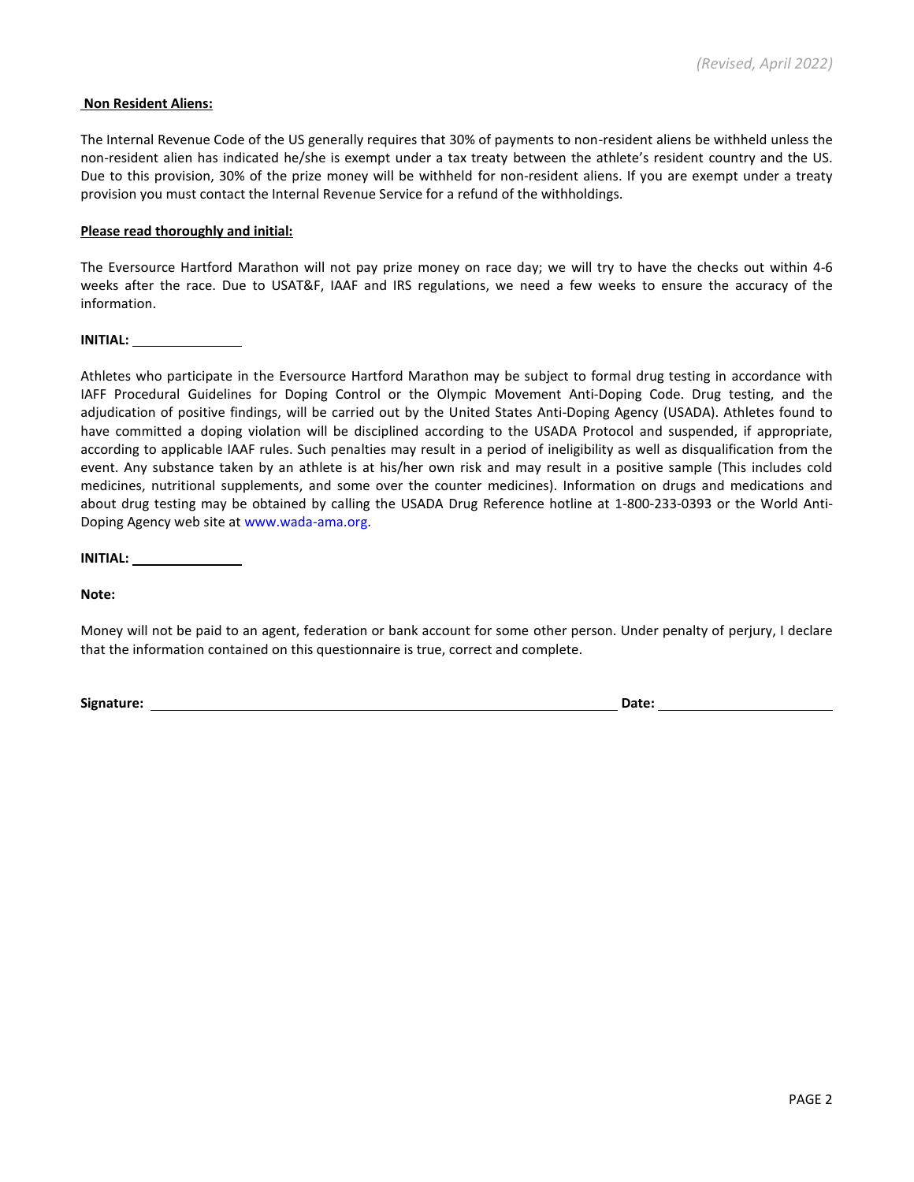*(Revised, April 2022)*

**Non Resident Aliens:**

The Internal Revenue Code of the US generally requires that 30% of payments to non-resident aliens be withheld unless the non-resident alien has indicated he/she is exempt under a tax treaty between the athlete's resident country and the US. Due to this provision, 30% of the prize money will be withheld for non-resident aliens. If you are exempt under a treaty provision you must contact the Internal Revenue Service for a refund of the withholdings.

**Please read thoroughly and initial:**

The Eversource Hartford Marathon will not pay prize money on race day; we will try to have the checks out within 4-6 weeks after the race. Due to USAT&F, IAAF and IRS regulations, we need a few weeks to ensure the accuracy of the information.

**INITIAL:** ______________

Athletes who participate in the Eversource Hartford Marathon may be subject to formal drug testing in accordance with IAFF Procedural Guidelines for Doping Control or the Olympic Movement Anti-Doping Code. Drug testing, and the adjudication of positive findings, will be carried out by the United States Anti-Doping Agency (USADA). Athletes found to have committed a doping violation will be disciplined according to the USADA Protocol and suspended, if appropriate, according to applicable IAAF rules. Such penalties may result in a period of ineligibility as well as disqualification from the event. Any substance taken by an athlete is at his/her own risk and may result in a positive sample (This includes cold medicines, nutritional supplements, and some over the counter medicines). Information on drugs and medications and about drug testing may be obtained by calling the USADA Drug Reference hotline at 1-800-233-0393 or the World Anti-Doping Agency web site at www.wada-ama.org.

**INITIAL:** ______________

**Note:**

Money will not be paid to an agent, federation or bank account for some other person. Under penalty of perjury, I declare that the information contained on this questionnaire is true, correct and complete.

**Signature:** ____________________________________________ **Date:** ____________________